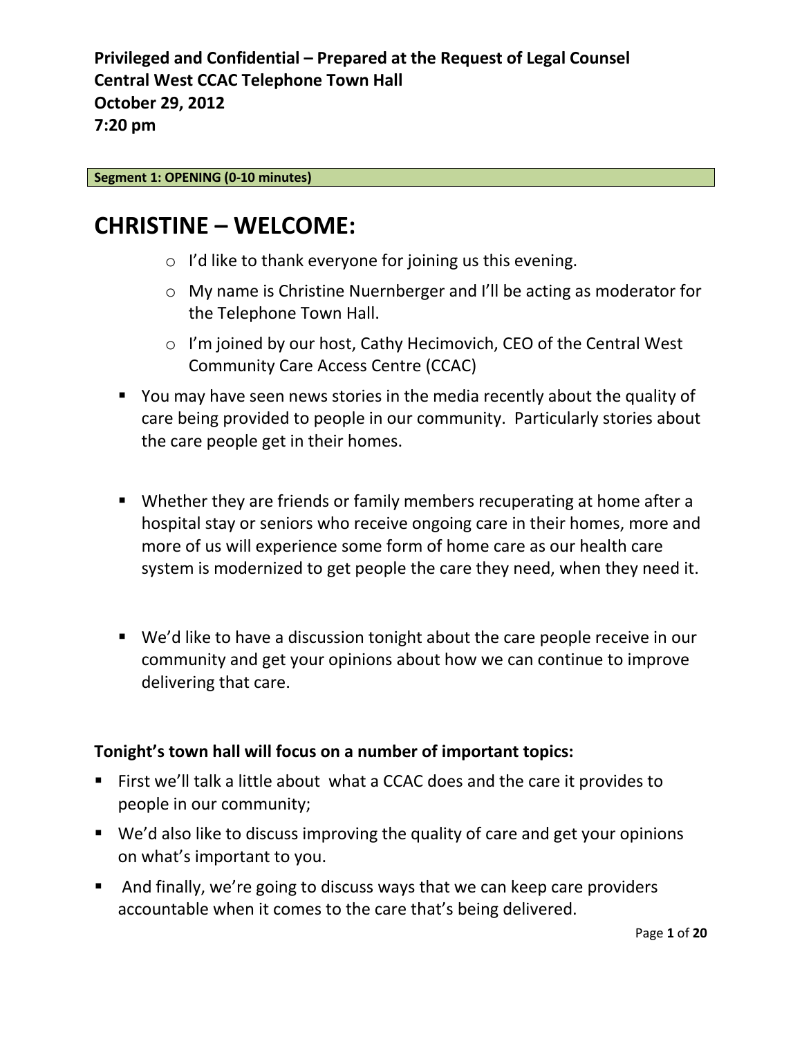**Privileged and Confidential – Prepared at the Request of Legal Counsel**
**Central West CCAC Telephone Town Hall**
**October 29, 2012**
**7:20 pm**

**Segment 1: OPENING (0-10 minutes)**

# CHRISTINE – WELCOME:

- I'd like to thank everyone for joining us this evening.
- My name is Christine Nuernberger and I'll be acting as moderator for the Telephone Town Hall.
- I'm joined by our host, Cathy Hecimovich, CEO of the Central West Community Care Access Centre (CCAC)

- You may have seen news stories in the media recently about the quality of care being provided to people in our community. Particularly stories about the care people get in their homes.

- Whether they are friends or family members recuperating at home after a hospital stay or seniors who receive ongoing care in their homes, more and more of us will experience some form of home care as our health care system is modernized to get people the care they need, when they need it.

- We'd like to have a discussion tonight about the care people receive in our community and get your opinions about how we can continue to improve delivering that care.

**Tonight's town hall will focus on a number of important topics:**

- First we'll talk a little about what a CCAC does and the care it provides to people in our community;
- We'd also like to discuss improving the quality of care and get your opinions on what's important to you.
- And finally, we're going to discuss ways that we can keep care providers accountable when it comes to the care that's being delivered.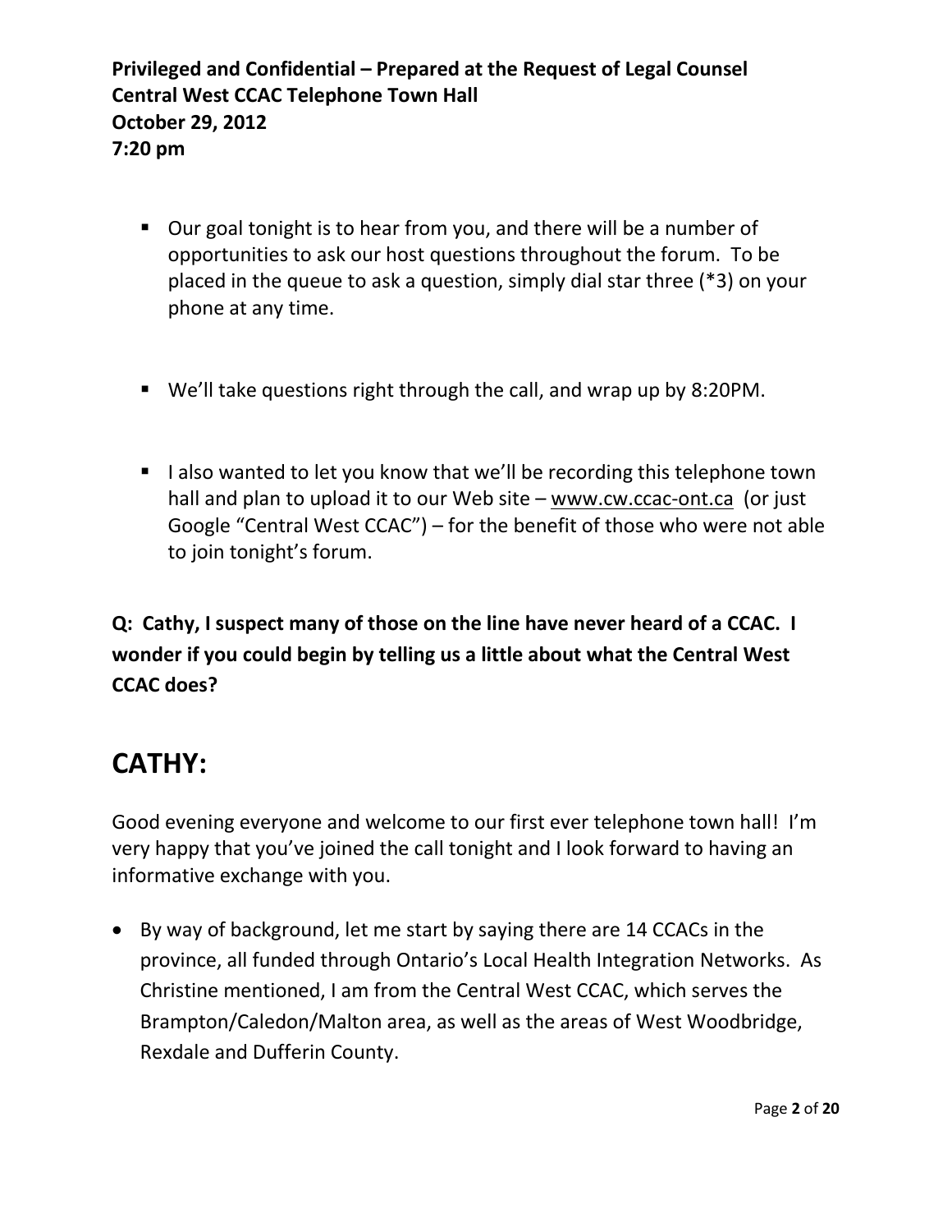- Our goal tonight is to hear from you, and there will be a number of opportunities to ask our host questions throughout the forum. To be placed in the queue to ask a question, simply dial star three (*3) on your phone at any time.

- We'll take questions right through the call, and wrap up by 8:20PM.

- I also wanted to let you know that we'll be recording this telephone town hall and plan to upload it to our Web site – www.cw.ccac-ont.ca (or just Google "Central West CCAC") – for the benefit of those who were not able to join tonight's forum.

**Q: Cathy, I suspect many of those on the line have never heard of a CCAC. I wonder if you could begin by telling us a little about what the Central West CCAC does?**

# CATHY:

Good evening everyone and welcome to our first ever telephone town hall! I'm very happy that you've joined the call tonight and I look forward to having an informative exchange with you.

- By way of background, let me start by saying there are 14 CCACs in the province, all funded through Ontario's Local Health Integration Networks. As Christine mentioned, I am from the Central West CCAC, which serves the Brampton/Caledon/Malton area, as well as the areas of West Woodbridge, Rexdale and Dufferin County.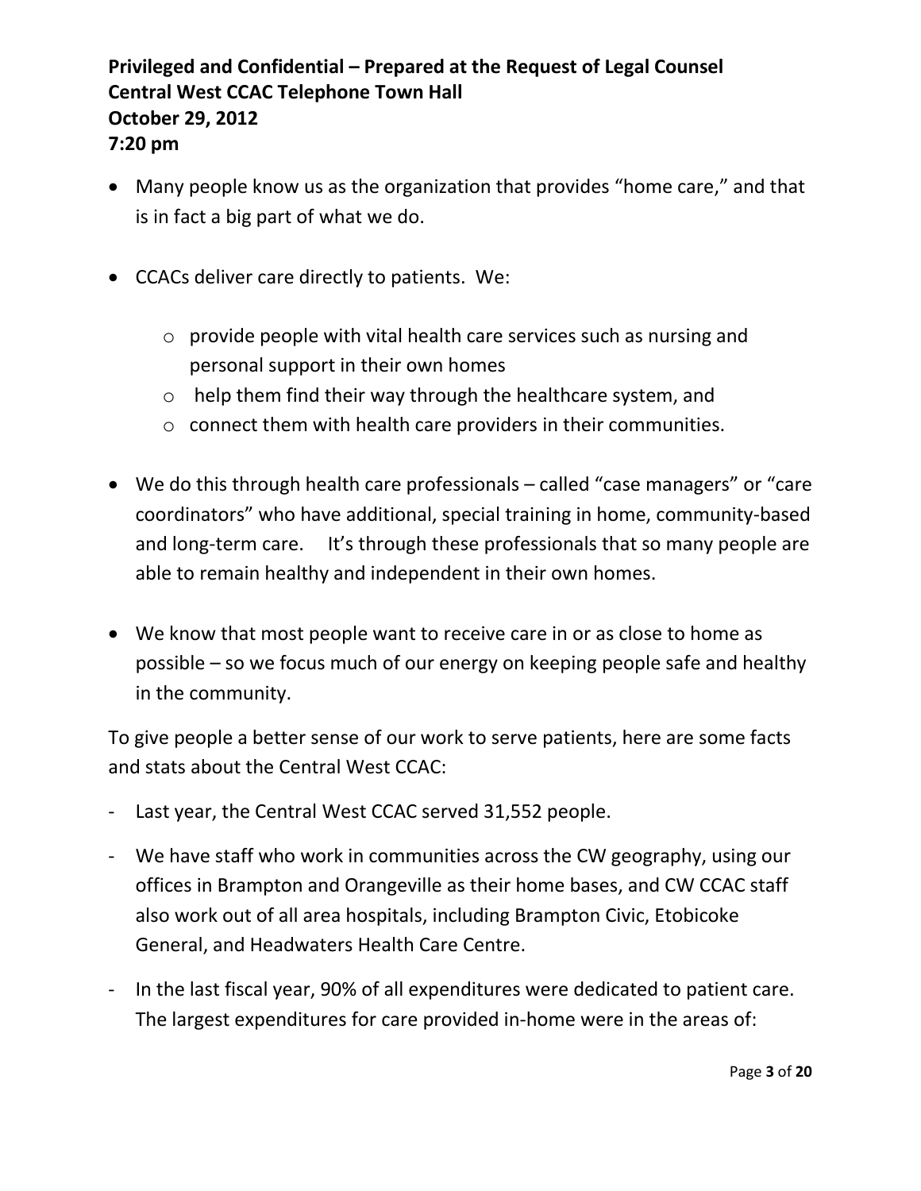- Many people know us as the organization that provides "home care," and that is in fact a big part of what we do.

- CCACs deliver care directly to patients. We:

    - provide people with vital health care services such as nursing and personal support in their own homes
    - help them find their way through the healthcare system, and
    - connect them with health care providers in their communities.

- We do this through health care professionals – called "case managers" or "care coordinators" who have additional, special training in home, community-based and long-term care. It's through these professionals that so many people are able to remain healthy and independent in their own homes.

- We know that most people want to receive care in or as close to home as possible – so we focus much of our energy on keeping people safe and healthy in the community.

To give people a better sense of our work to serve patients, here are some facts and stats about the Central West CCAC:

- Last year, the Central West CCAC served 31,552 people.

- We have staff who work in communities across the CW geography, using our offices in Brampton and Orangeville as their home bases, and CW CCAC staff also work out of all area hospitals, including Brampton Civic, Etobicoke General, and Headwaters Health Care Centre.

- In the last fiscal year, 90% of all expenditures were dedicated to patient care. The largest expenditures for care provided in-home were in the areas of: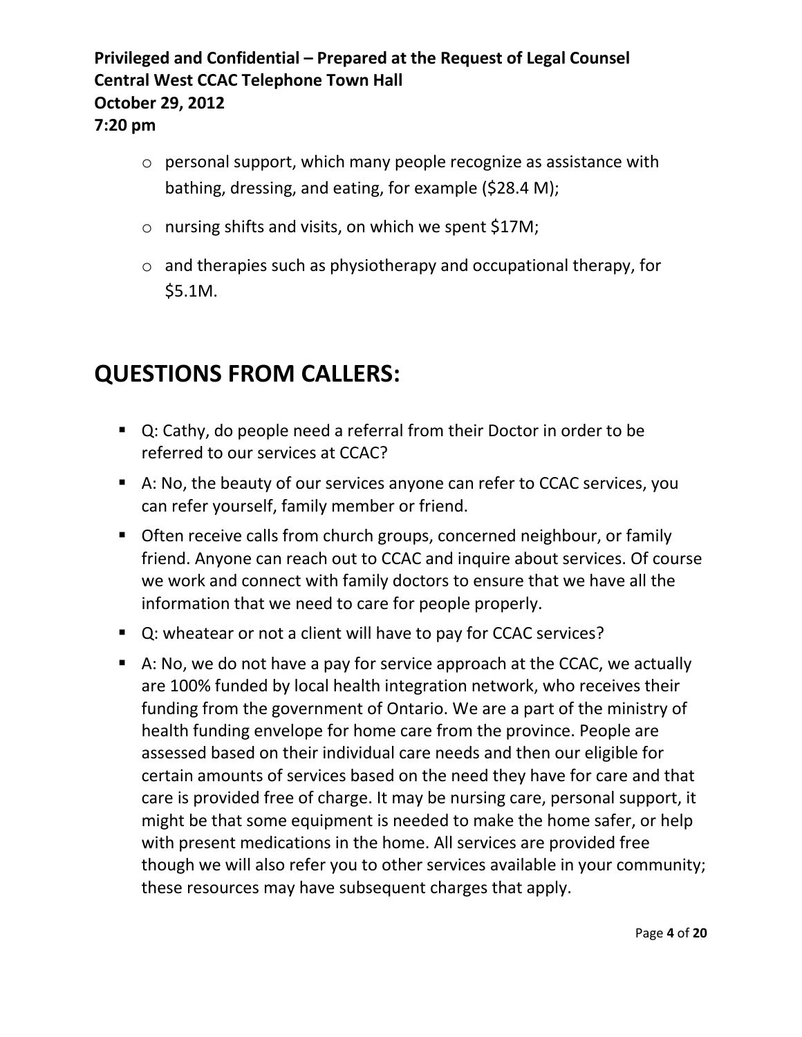- personal support, which many people recognize as assistance with bathing, dressing, and eating, for example ($28.4 M);
- nursing shifts and visits, on which we spent $17M;
- and therapies such as physiotherapy and occupational therapy, for $5.1M.

# QUESTIONS FROM CALLERS:

- Q: Cathy, do people need a referral from their Doctor in order to be referred to our services at CCAC?
- A: No, the beauty of our services anyone can refer to CCAC services, you can refer yourself, family member or friend.
- Often receive calls from church groups, concerned neighbour, or family friend. Anyone can reach out to CCAC and inquire about services. Of course we work and connect with family doctors to ensure that we have all the information that we need to care for people properly.
- Q: wheatear or not a client will have to pay for CCAC services?
- A: No, we do not have a pay for service approach at the CCAC, we actually are 100% funded by local health integration network, who receives their funding from the government of Ontario. We are a part of the ministry of health funding envelope for home care from the province. People are assessed based on their individual care needs and then our eligible for certain amounts of services based on the need they have for care and that care is provided free of charge. It may be nursing care, personal support, it might be that some equipment is needed to make the home safer, or help with present medications in the home. All services are provided free though we will also refer you to other services available in your community; these resources may have subsequent charges that apply.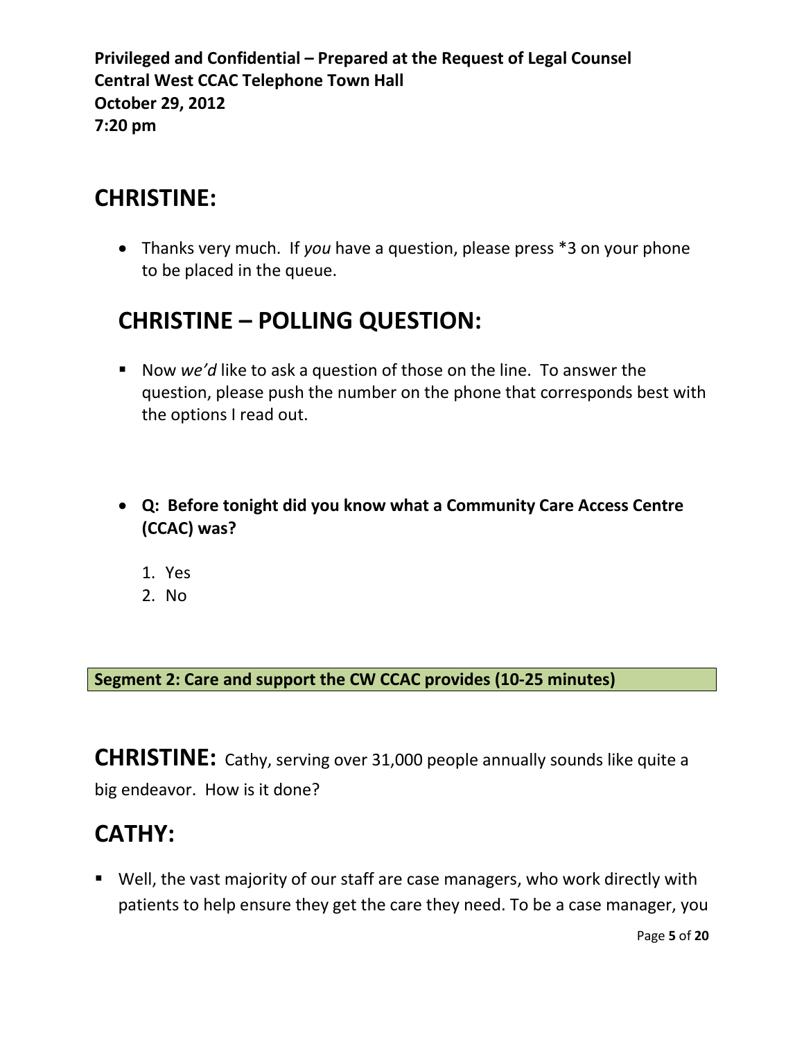**Privileged and Confidential – Prepared at the Request of Legal Counsel**
**Central West CCAC Telephone Town Hall**
**October 29, 2012**
**7:20 pm**

## CHRISTINE:

- Thanks very much. If *you* have a question, please press *3 on your phone to be placed in the queue.

## CHRISTINE – POLLING QUESTION:

- Now *we'd* like to ask a question of those on the line. To answer the question, please push the number on the phone that corresponds best with the options I read out.

- **Q: Before tonight did you know what a Community Care Access Centre (CCAC) was?**

  1. Yes
  2. No

**Segment 2: Care and support the CW CCAC provides (10-25 minutes)**

**CHRISTINE:** Cathy, serving over 31,000 people annually sounds like quite a big endeavor. How is it done?

## CATHY:

- Well, the vast majority of our staff are case managers, who work directly with patients to help ensure they get the care they need. To be a case manager, you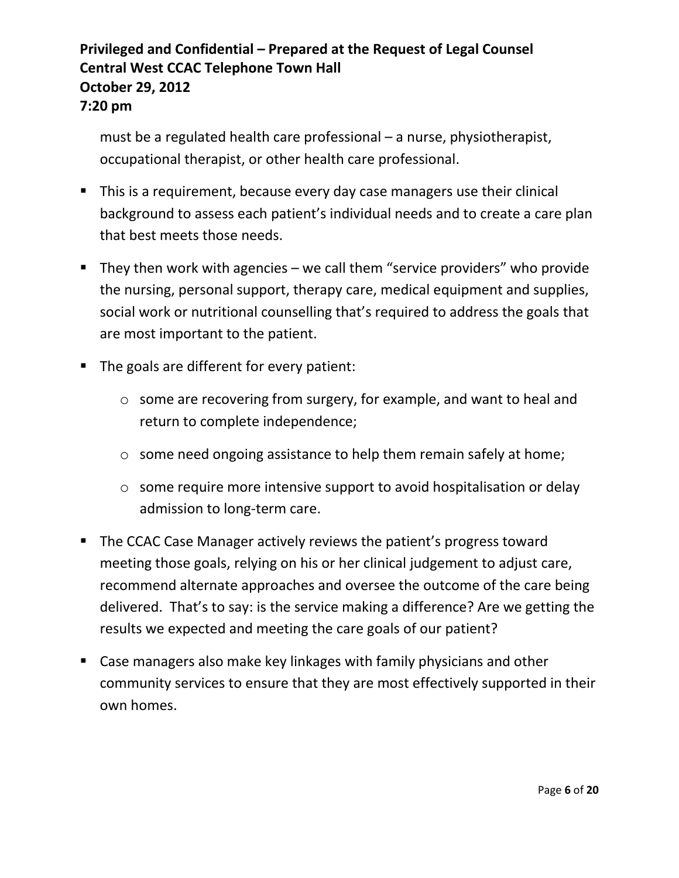must be a regulated health care professional – a nurse, physiotherapist, occupational therapist, or other health care professional.

- This is a requirement, because every day case managers use their clinical background to assess each patient's individual needs and to create a care plan that best meets those needs.
- They then work with agencies – we call them "service providers" who provide the nursing, personal support, therapy care, medical equipment and supplies, social work or nutritional counselling that's required to address the goals that are most important to the patient.
- The goals are different for every patient:
  - some are recovering from surgery, for example, and want to heal and return to complete independence;
  - some need ongoing assistance to help them remain safely at home;
  - some require more intensive support to avoid hospitalisation or delay admission to long-term care.
- The CCAC Case Manager actively reviews the patient's progress toward meeting those goals, relying on his or her clinical judgement to adjust care, recommend alternate approaches and oversee the outcome of the care being delivered. That's to say: is the service making a difference? Are we getting the results we expected and meeting the care goals of our patient?
- Case managers also make key linkages with family physicians and other community services to ensure that they are most effectively supported in their own homes.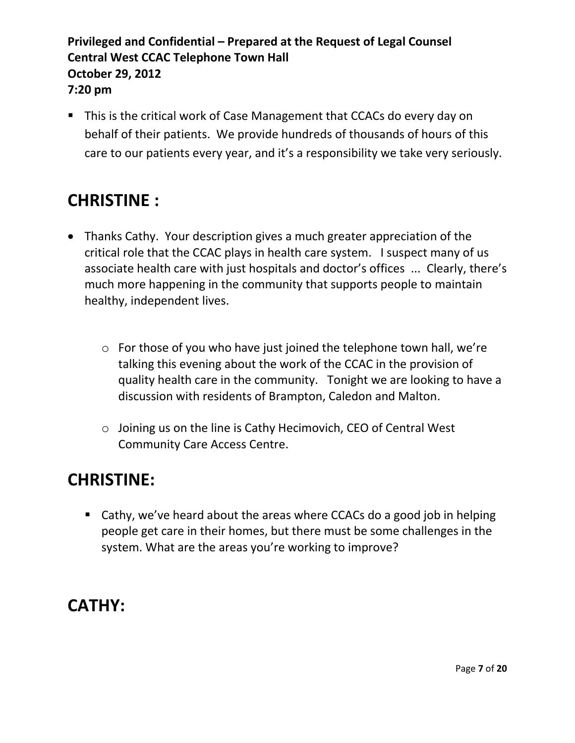- This is the critical work of Case Management that CCACs do every day on behalf of their patients. We provide hundreds of thousands of hours of this care to our patients every year, and it's a responsibility we take very seriously.

# CHRISTINE :

- Thanks Cathy. Your description gives a much greater appreciation of the critical role that the CCAC plays in health care system. I suspect many of us associate health care with just hospitals and doctor's offices ... Clearly, there's much more happening in the community that supports people to maintain healthy, independent lives.

    - For those of you who have just joined the telephone town hall, we're talking this evening about the work of the CCAC in the provision of quality health care in the community. Tonight we are looking to have a discussion with residents of Brampton, Caledon and Malton.

    - Joining us on the line is Cathy Hecimovich, CEO of Central West Community Care Access Centre.

# CHRISTINE:

- Cathy, we've heard about the areas where CCACs do a good job in helping people get care in their homes, but there must be some challenges in the system. What are the areas you're working to improve?

# CATHY: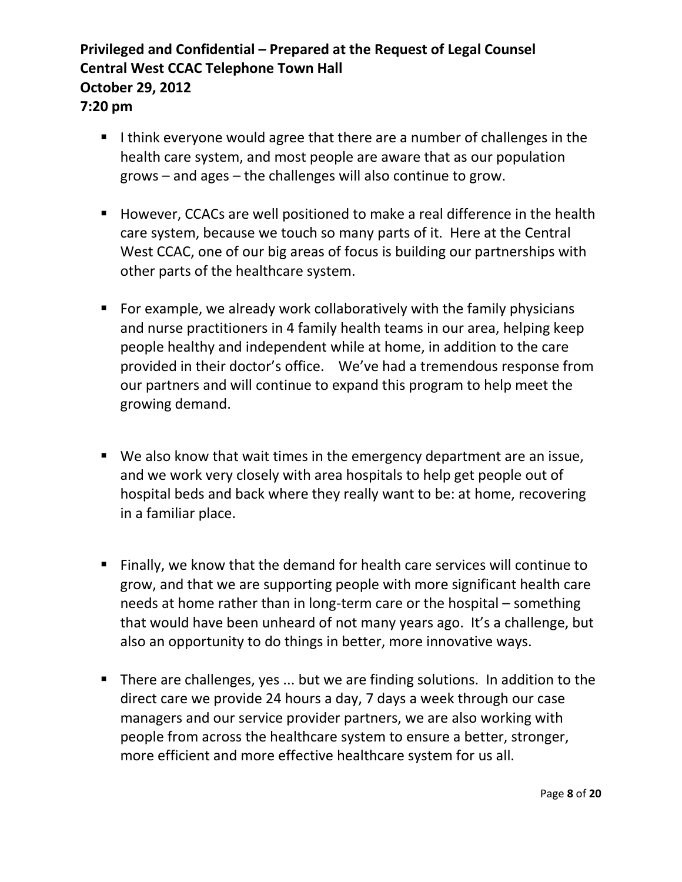- I think everyone would agree that there are a number of challenges in the health care system, and most people are aware that as our population grows – and ages – the challenges will also continue to grow.

- However, CCACs are well positioned to make a real difference in the health care system, because we touch so many parts of it. Here at the Central West CCAC, one of our big areas of focus is building our partnerships with other parts of the healthcare system.

- For example, we already work collaboratively with the family physicians and nurse practitioners in 4 family health teams in our area, helping keep people healthy and independent while at home, in addition to the care provided in their doctor's office. We've had a tremendous response from our partners and will continue to expand this program to help meet the growing demand.

- We also know that wait times in the emergency department are an issue, and we work very closely with area hospitals to help get people out of hospital beds and back where they really want to be: at home, recovering in a familiar place.

- Finally, we know that the demand for health care services will continue to grow, and that we are supporting people with more significant health care needs at home rather than in long-term care or the hospital – something that would have been unheard of not many years ago. It's a challenge, but also an opportunity to do things in better, more innovative ways.

- There are challenges, yes ... but we are finding solutions. In addition to the direct care we provide 24 hours a day, 7 days a week through our case managers and our service provider partners, we are also working with people from across the healthcare system to ensure a better, stronger, more efficient and more effective healthcare system for us all.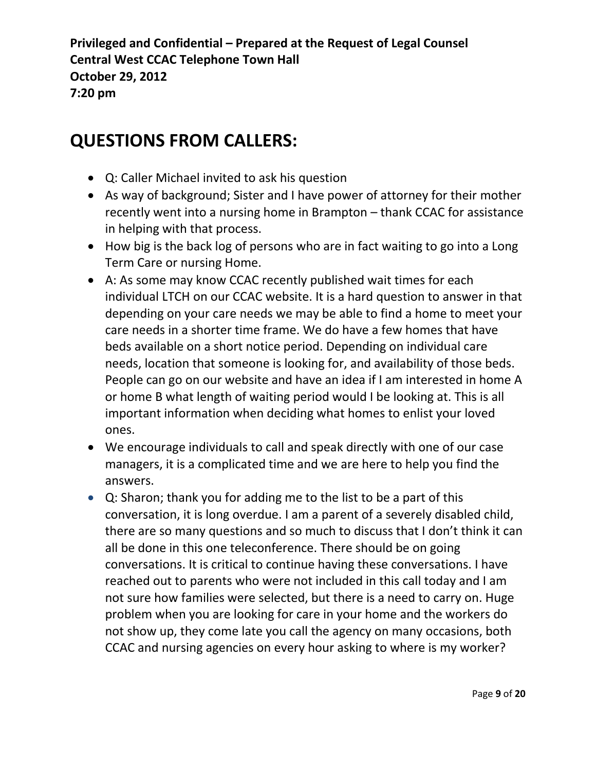**Privileged and Confidential – Prepared at the Request of Legal Counsel**
**Central West CCAC Telephone Town Hall**
**October 29, 2012**
**7:20 pm**

# QUESTIONS FROM CALLERS:

- Q: Caller Michael invited to ask his question
- As way of background; Sister and I have power of attorney for their mother recently went into a nursing home in Brampton – thank CCAC for assistance in helping with that process.
- How big is the back log of persons who are in fact waiting to go into a Long Term Care or nursing Home.
- A: As some may know CCAC recently published wait times for each individual LTCH on our CCAC website. It is a hard question to answer in that depending on your care needs we may be able to find a home to meet your care needs in a shorter time frame. We do have a few homes that have beds available on a short notice period. Depending on individual care needs, location that someone is looking for, and availability of those beds. People can go on our website and have an idea if I am interested in home A or home B what length of waiting period would I be looking at. This is all important information when deciding what homes to enlist your loved ones.
- We encourage individuals to call and speak directly with one of our case managers, it is a complicated time and we are here to help you find the answers.
- Q: Sharon; thank you for adding me to the list to be a part of this conversation, it is long overdue. I am a parent of a severely disabled child, there are so many questions and so much to discuss that I don't think it can all be done in this one teleconference. There should be on going conversations. It is critical to continue having these conversations. I have reached out to parents who were not included in this call today and I am not sure how families were selected, but there is a need to carry on. Huge problem when you are looking for care in your home and the workers do not show up, they come late you call the agency on many occasions, both CCAC and nursing agencies on every hour asking to where is my worker?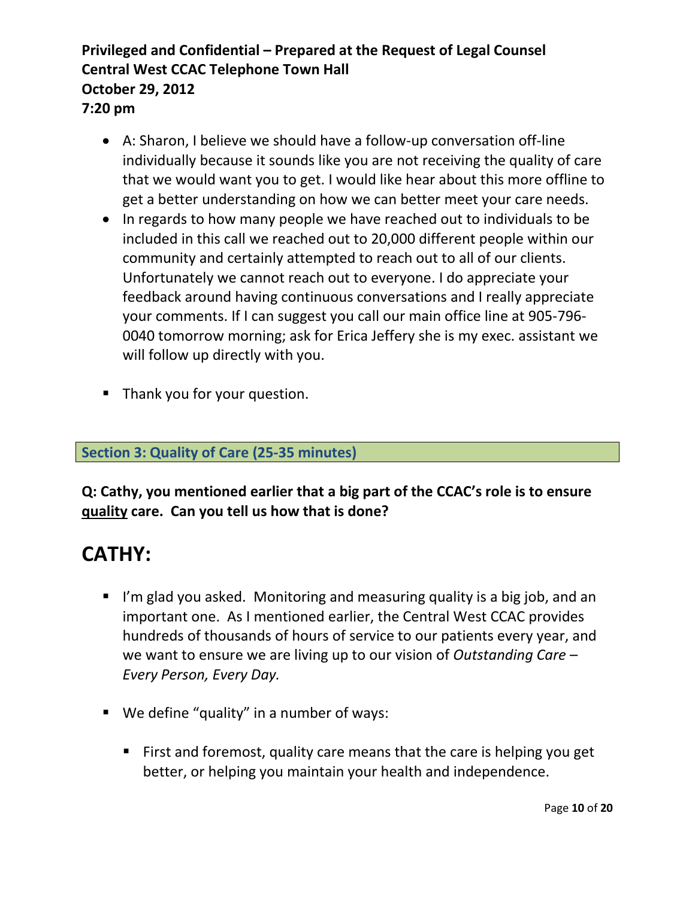- A: Sharon, I believe we should have a follow-up conversation off-line individually because it sounds like you are not receiving the quality of care that we would want you to get. I would like hear about this more offline to get a better understanding on how we can better meet your care needs.
- In regards to how many people we have reached out to individuals to be included in this call we reached out to 20,000 different people within our community and certainly attempted to reach out to all of our clients. Unfortunately we cannot reach out to everyone. I do appreciate your feedback around having continuous conversations and I really appreciate your comments. If I can suggest you call our main office line at 905-796-0040 tomorrow morning; ask for Erica Jeffery she is my exec. assistant we will follow up directly with you.

- Thank you for your question.

### Section 3: Quality of Care (25-35 minutes)

**Q: Cathy, you mentioned earlier that a big part of the CCAC's role is to ensure <u>quality</u> care. Can you tell us how that is done?**

# CATHY:

- I'm glad you asked. Monitoring and measuring quality is a big job, and an important one. As I mentioned earlier, the Central West CCAC provides hundreds of thousands of hours of service to our patients every year, and we want to ensure we are living up to our vision of *Outstanding Care – Every Person, Every Day.*

- We define "quality" in a number of ways:

  - First and foremost, quality care means that the care is helping you get better, or helping you maintain your health and independence.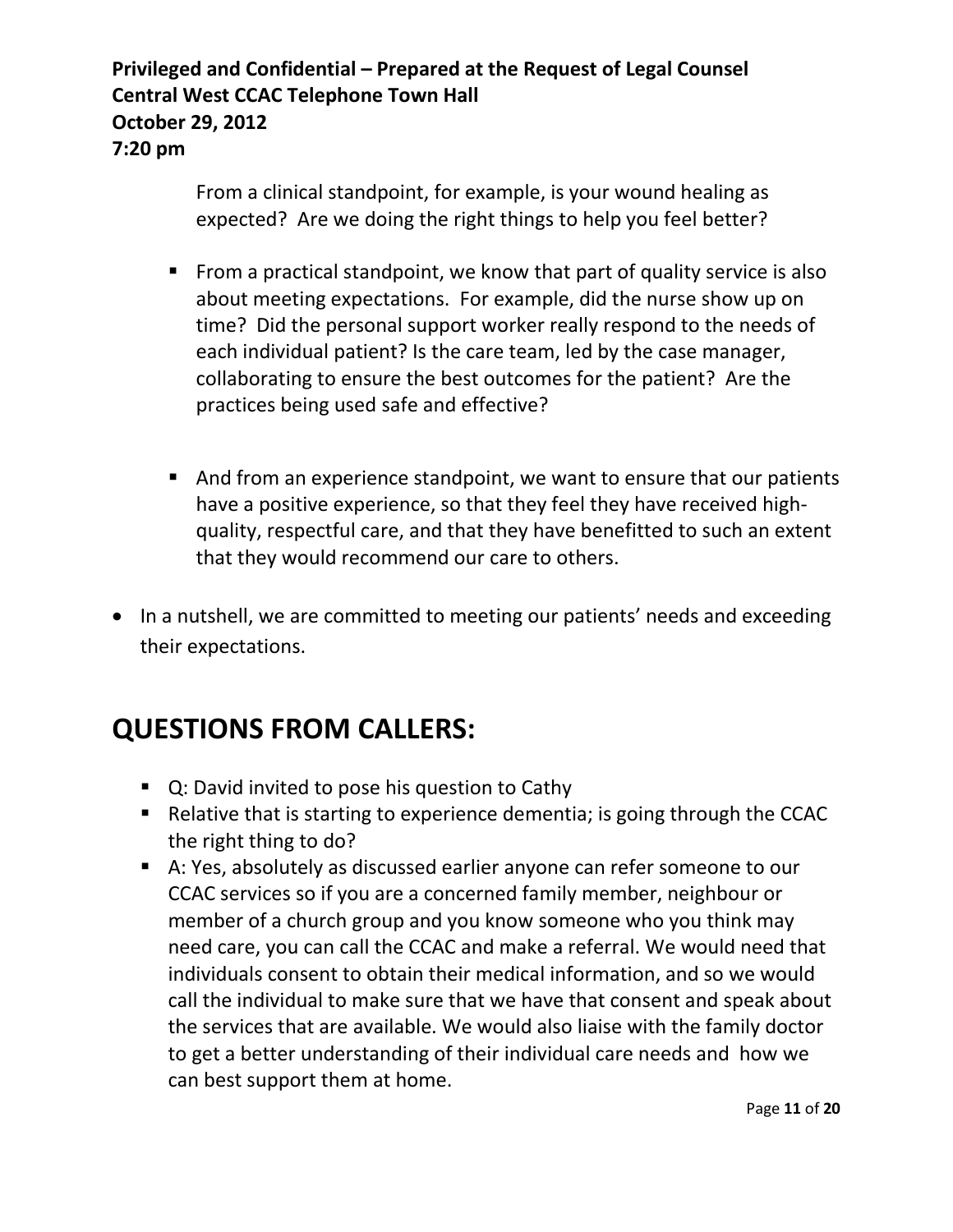From a clinical standpoint, for example, is your wound healing as expected? Are we doing the right things to help you feel better?

- From a practical standpoint, we know that part of quality service is also about meeting expectations. For example, did the nurse show up on time? Did the personal support worker really respond to the needs of each individual patient? Is the care team, led by the case manager, collaborating to ensure the best outcomes for the patient? Are the practices being used safe and effective?

- And from an experience standpoint, we want to ensure that our patients have a positive experience, so that they feel they have received high-quality, respectful care, and that they have benefitted to such an extent that they would recommend our care to others.

- In a nutshell, we are committed to meeting our patients' needs and exceeding their expectations.

## QUESTIONS FROM CALLERS:

- Q: David invited to pose his question to Cathy
- Relative that is starting to experience dementia; is going through the CCAC the right thing to do?
- A: Yes, absolutely as discussed earlier anyone can refer someone to our CCAC services so if you are a concerned family member, neighbour or member of a church group and you know someone who you think may need care, you can call the CCAC and make a referral. We would need that individuals consent to obtain their medical information, and so we would call the individual to make sure that we have that consent and speak about the services that are available. We would also liaise with the family doctor to get a better understanding of their individual care needs and how we can best support them at home.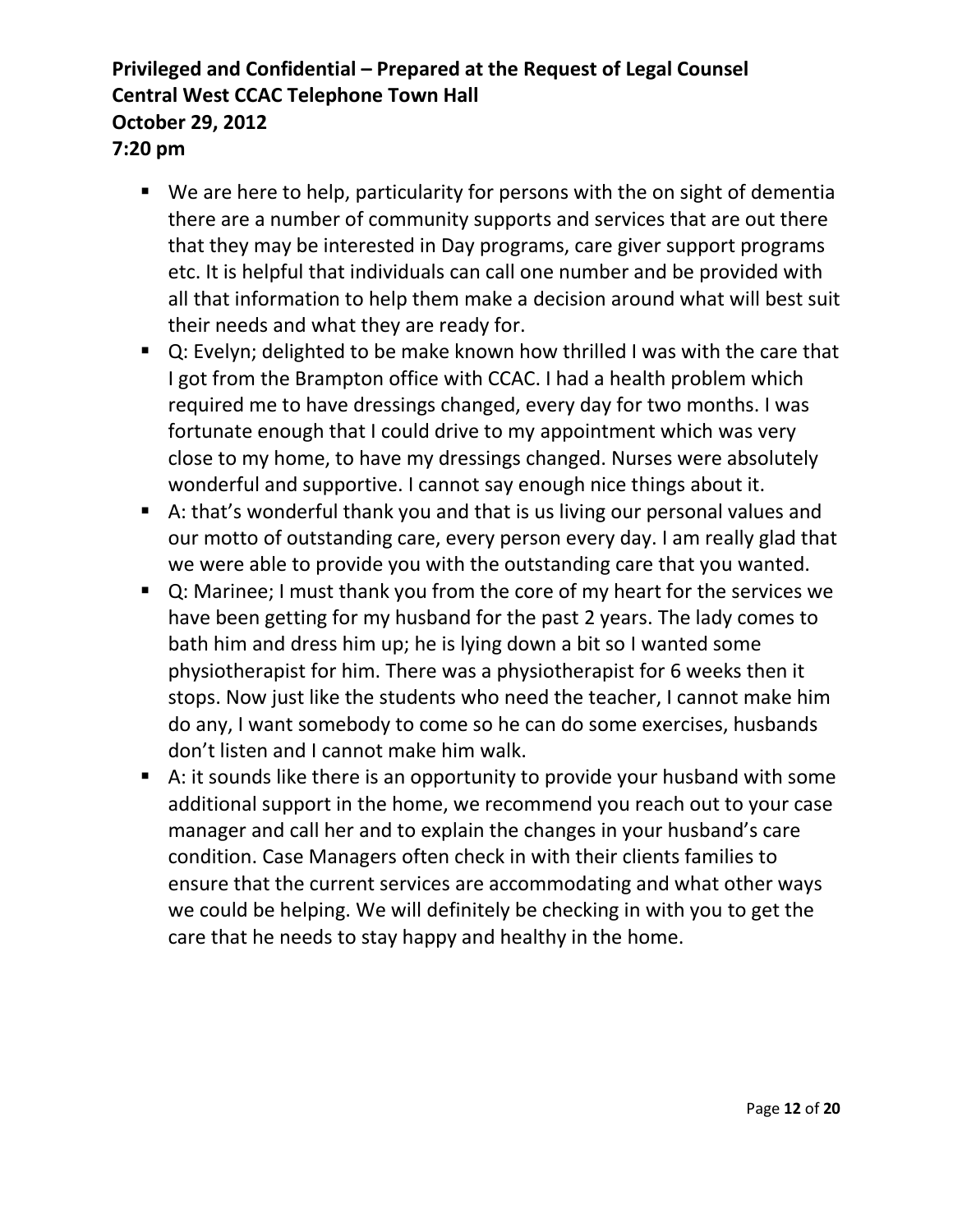- We are here to help, particularity for persons with the on sight of dementia there are a number of community supports and services that are out there that they may be interested in Day programs, care giver support programs etc. It is helpful that individuals can call one number and be provided with all that information to help them make a decision around what will best suit their needs and what they are ready for.
- Q: Evelyn; delighted to be make known how thrilled I was with the care that I got from the Brampton office with CCAC. I had a health problem which required me to have dressings changed, every day for two months. I was fortunate enough that I could drive to my appointment which was very close to my home, to have my dressings changed. Nurses were absolutely wonderful and supportive. I cannot say enough nice things about it.
- A: that's wonderful thank you and that is us living our personal values and our motto of outstanding care, every person every day. I am really glad that we were able to provide you with the outstanding care that you wanted.
- Q: Marinee; I must thank you from the core of my heart for the services we have been getting for my husband for the past 2 years. The lady comes to bath him and dress him up; he is lying down a bit so I wanted some physiotherapist for him. There was a physiotherapist for 6 weeks then it stops. Now just like the students who need the teacher, I cannot make him do any, I want somebody to come so he can do some exercises, husbands don't listen and I cannot make him walk.
- A: it sounds like there is an opportunity to provide your husband with some additional support in the home, we recommend you reach out to your case manager and call her and to explain the changes in your husband's care condition. Case Managers often check in with their clients families to ensure that the current services are accommodating and what other ways we could be helping. We will definitely be checking in with you to get the care that he needs to stay happy and healthy in the home.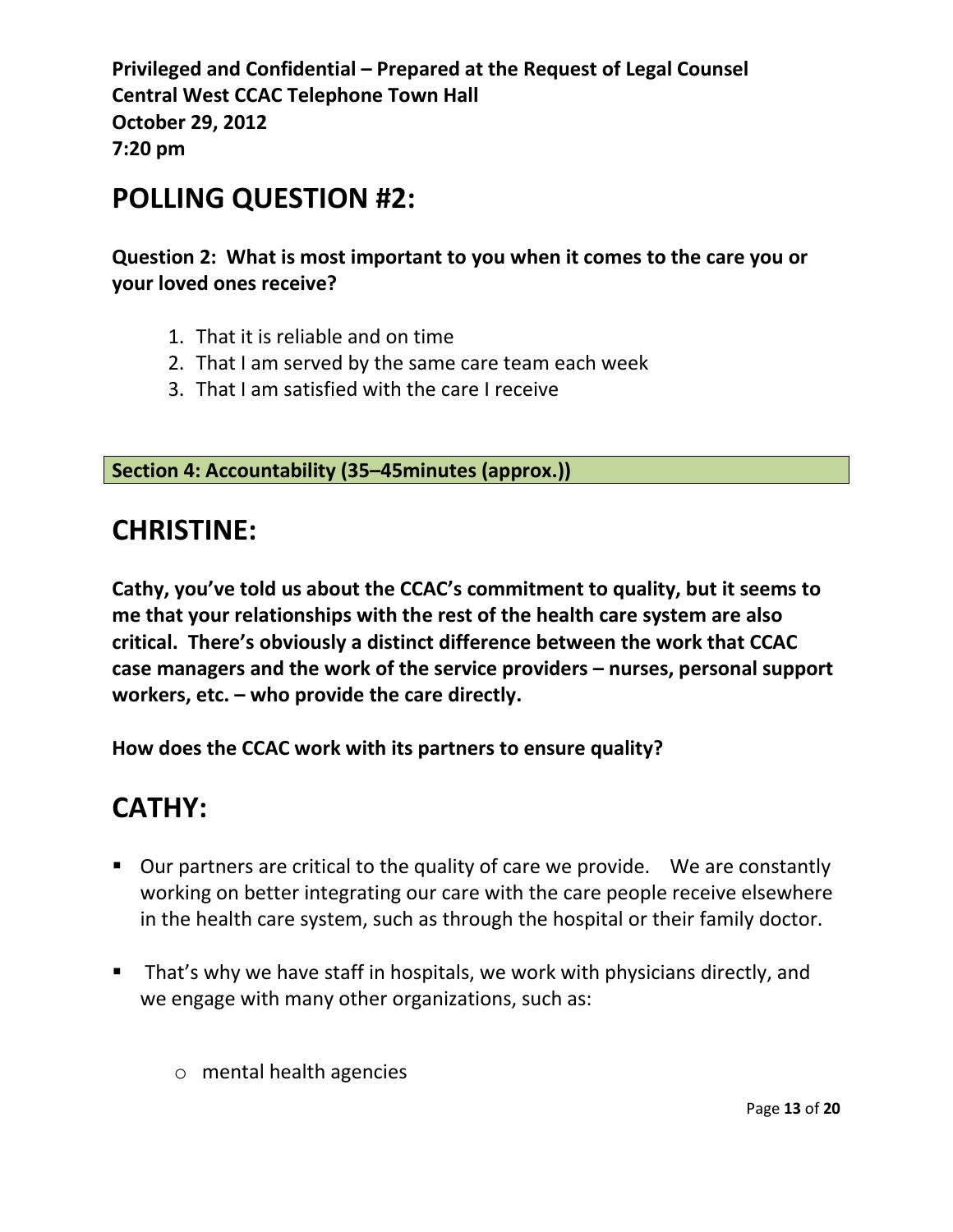**Privileged and Confidential – Prepared at the Request of Legal Counsel**
**Central West CCAC Telephone Town Hall**
**October 29, 2012**
**7:20 pm**

# POLLING QUESTION #2:

**Question 2: What is most important to you when it comes to the care you or your loved ones receive?**

1. That it is reliable and on time
2. That I am served by the same care team each week
3. That I am satisfied with the care I receive

**Section 4: Accountability (35–45minutes (approx.))**

# CHRISTINE:

**Cathy, you've told us about the CCAC's commitment to quality, but it seems to me that your relationships with the rest of the health care system are also critical. There's obviously a distinct difference between the work that CCAC case managers and the work of the service providers – nurses, personal support workers, etc. – who provide the care directly.**

**How does the CCAC work with its partners to ensure quality?**

# CATHY:

- Our partners are critical to the quality of care we provide. We are constantly working on better integrating our care with the care people receive elsewhere in the health care system, such as through the hospital or their family doctor.

- That's why we have staff in hospitals, we work with physicians directly, and we engage with many other organizations, such as:

  - mental health agencies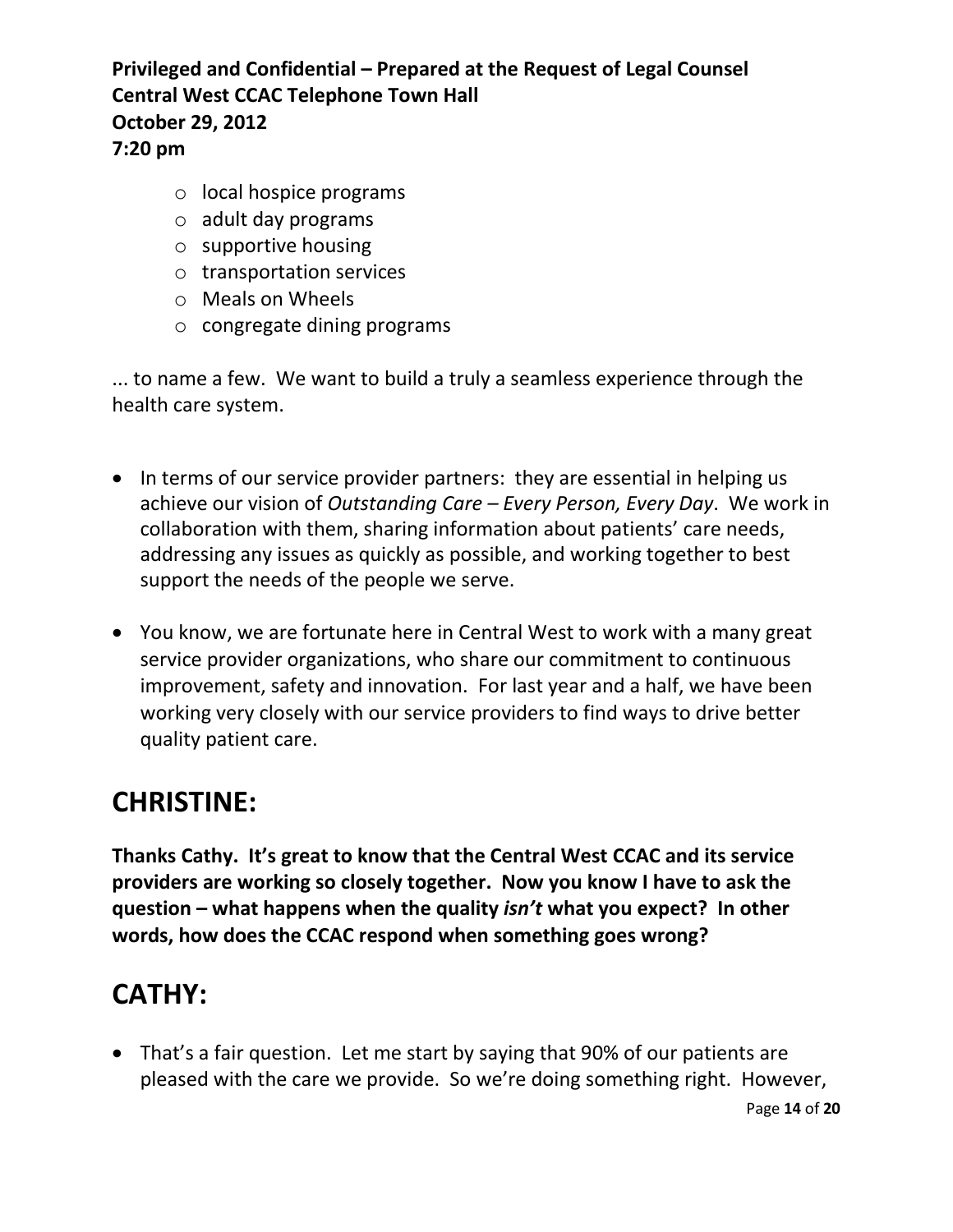- local hospice programs
- adult day programs
- supportive housing
- transportation services
- Meals on Wheels
- congregate dining programs

... to name a few. We want to build a truly a seamless experience through the health care system.

- In terms of our service provider partners: they are essential in helping us achieve our vision of *Outstanding Care – Every Person, Every Day*. We work in collaboration with them, sharing information about patients' care needs, addressing any issues as quickly as possible, and working together to best support the needs of the people we serve.

- You know, we are fortunate here in Central West to work with a many great service provider organizations, who share our commitment to continuous improvement, safety and innovation. For last year and a half, we have been working very closely with our service providers to find ways to drive better quality patient care.

# CHRISTINE:

**Thanks Cathy. It's great to know that the Central West CCAC and its service providers are working so closely together. Now you know I have to ask the question – what happens when the quality *isn't* what you expect? In other words, how does the CCAC respond when something goes wrong?**

# CATHY:

- That's a fair question. Let me start by saying that 90% of our patients are pleased with the care we provide. So we're doing something right. However,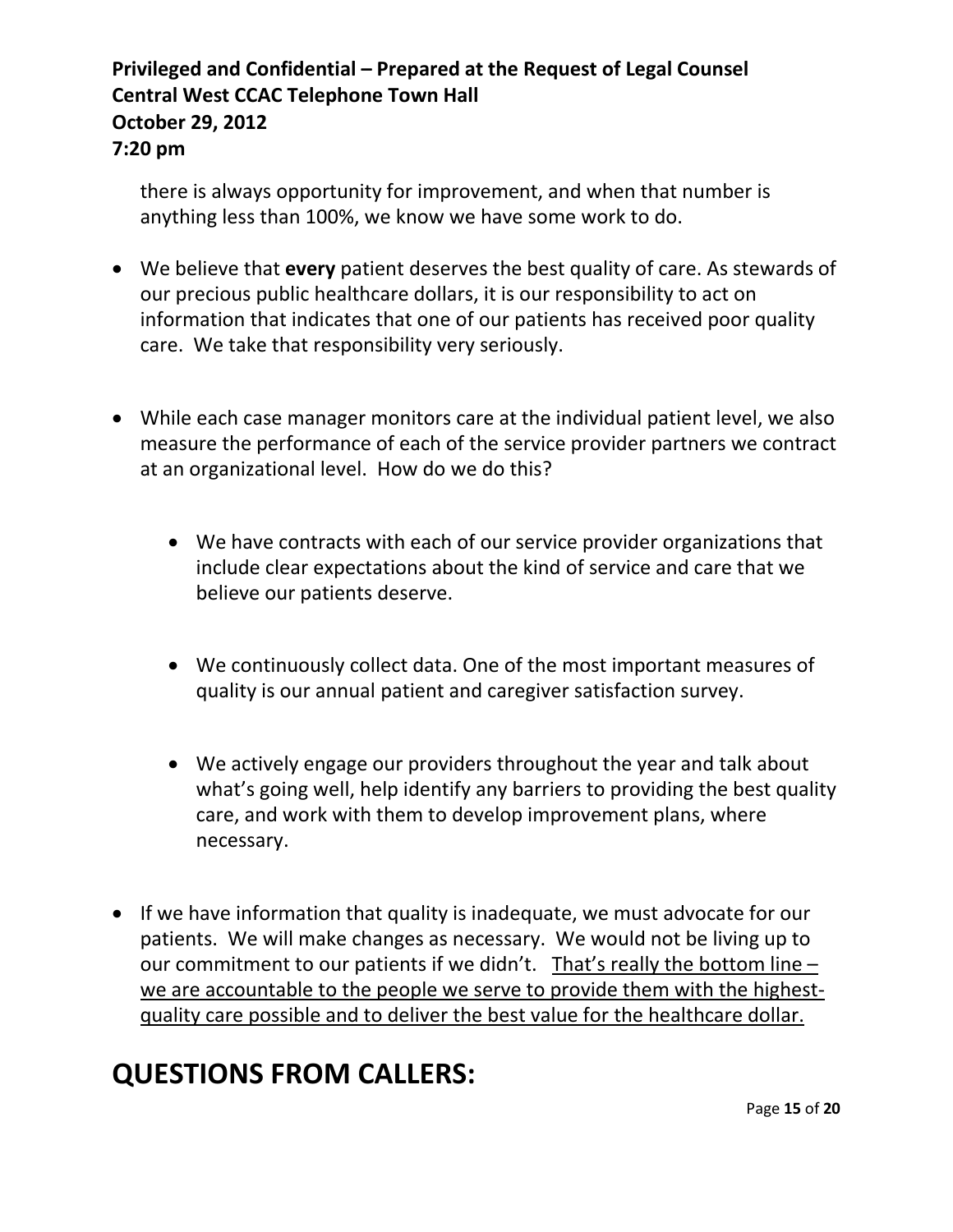there is always opportunity for improvement, and when that number is anything less than 100%, we know we have some work to do.

- We believe that **every** patient deserves the best quality of care. As stewards of our precious public healthcare dollars, it is our responsibility to act on information that indicates that one of our patients has received poor quality care. We take that responsibility very seriously.

- While each case manager monitors care at the individual patient level, we also measure the performance of each of the service provider partners we contract at an organizational level. How do we do this?

  - We have contracts with each of our service provider organizations that include clear expectations about the kind of service and care that we believe our patients deserve.

  - We continuously collect data. One of the most important measures of quality is our annual patient and caregiver satisfaction survey.

  - We actively engage our providers throughout the year and talk about what's going well, help identify any barriers to providing the best quality care, and work with them to develop improvement plans, where necessary.

- If we have information that quality is inadequate, we must advocate for our patients. We will make changes as necessary. We would not be living up to our commitment to our patients if we didn't. <u>That's really the bottom line – we are accountable to the people we serve to provide them with the highest-quality care possible and to deliver the best value for the healthcare dollar.</u>

# QUESTIONS FROM CALLERS: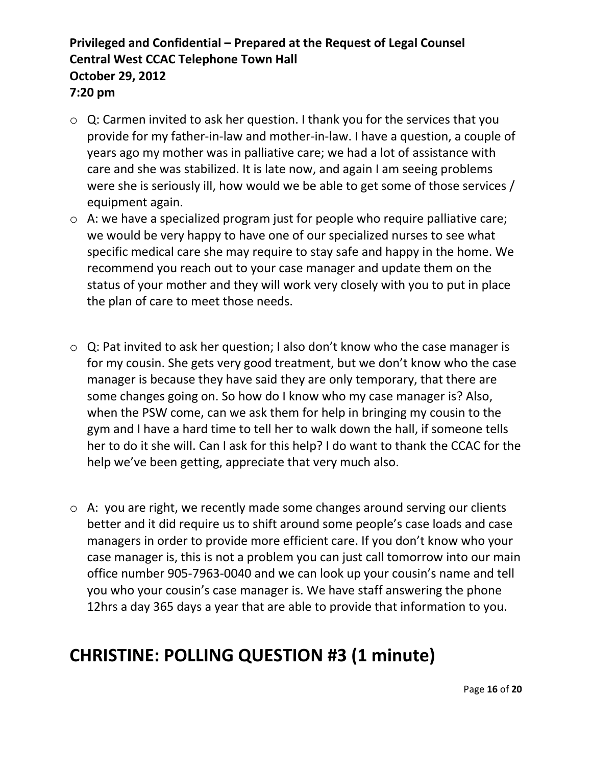- Q: Carmen invited to ask her question. I thank you for the services that you provide for my father-in-law and mother-in-law. I have a question, a couple of years ago my mother was in palliative care; we had a lot of assistance with care and she was stabilized. It is late now, and again I am seeing problems were she is seriously ill, how would we be able to get some of those services / equipment again.
- A: we have a specialized program just for people who require palliative care; we would be very happy to have one of our specialized nurses to see what specific medical care she may require to stay safe and happy in the home. We recommend you reach out to your case manager and update them on the status of your mother and they will work very closely with you to put in place the plan of care to meet those needs.

- Q: Pat invited to ask her question; I also don't know who the case manager is for my cousin. She gets very good treatment, but we don't know who the case manager is because they have said they are only temporary, that there are some changes going on. So how do I know who my case manager is? Also, when the PSW come, can we ask them for help in bringing my cousin to the gym and I have a hard time to tell her to walk down the hall, if someone tells her to do it she will. Can I ask for this help? I do want to thank the CCAC for the help we've been getting, appreciate that very much also.

- A: you are right, we recently made some changes around serving our clients better and it did require us to shift around some people's case loads and case managers in order to provide more efficient care. If you don't know who your case manager is, this is not a problem you can just call tomorrow into our main office number 905-7963-0040 and we can look up your cousin's name and tell you who your cousin's case manager is. We have staff answering the phone 12hrs a day 365 days a year that are able to provide that information to you.

# CHRISTINE: POLLING QUESTION #3 (1 minute)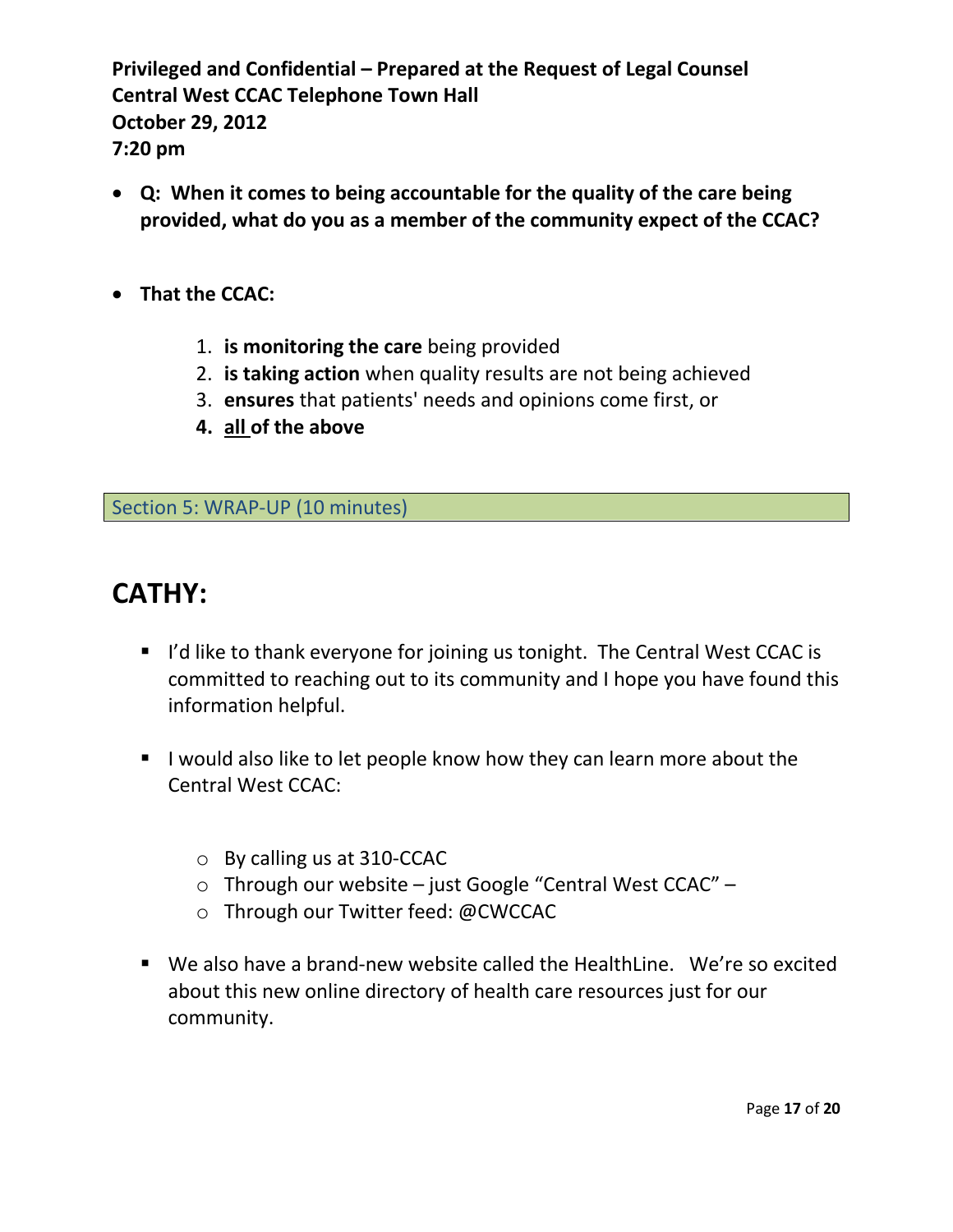**Privileged and Confidential – Prepared at the Request of Legal Counsel**
**Central West CCAC Telephone Town Hall**
**October 29, 2012**
**7:20 pm**

- **Q: When it comes to being accountable for the quality of the care being provided, what do you as a member of the community expect of the CCAC?**

- **That the CCAC:**

  1. **is monitoring the care** being provided
  2. **is taking action** when quality results are not being achieved
  3. **ensures** that patients' needs and opinions come first, or
  4. **all of the above**

Section 5: WRAP-UP (10 minutes)

# CATHY:

- I'd like to thank everyone for joining us tonight. The Central West CCAC is committed to reaching out to its community and I hope you have found this information helpful.

- I would also like to let people know how they can learn more about the Central West CCAC:

  - By calling us at 310-CCAC
  - Through our website – just Google "Central West CCAC" –
  - Through our Twitter feed: @CWCCAC

- We also have a brand-new website called the HealthLine. We're so excited about this new online directory of health care resources just for our community.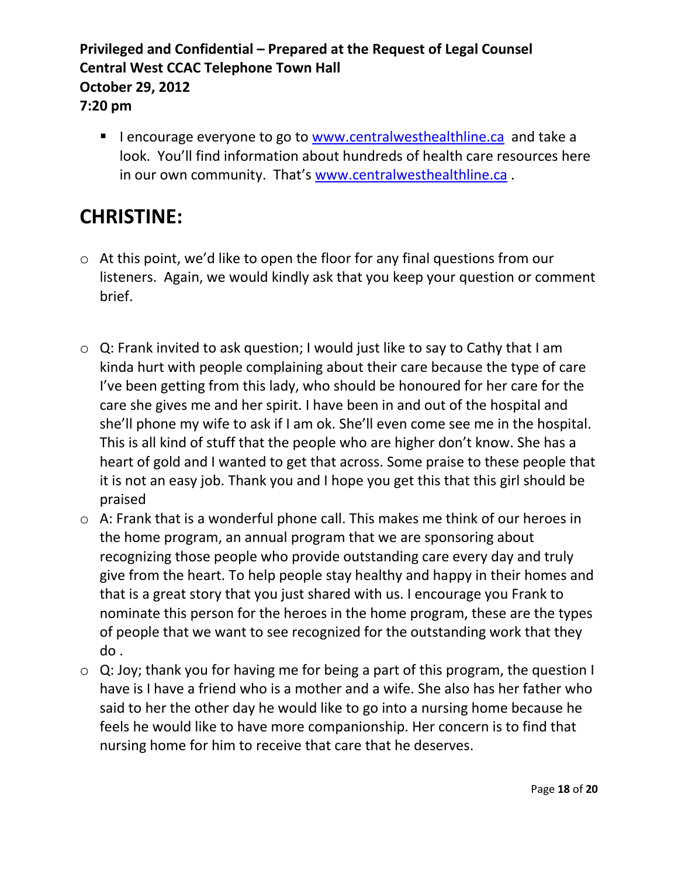- I encourage everyone to go to www.centralwesthealthline.ca and take a look. You'll find information about hundreds of health care resources here in our own community. That's www.centralwesthealthline.ca .

## CHRISTINE:

- At this point, we'd like to open the floor for any final questions from our listeners. Again, we would kindly ask that you keep your question or comment brief.

- Q: Frank invited to ask question; I would just like to say to Cathy that I am kinda hurt with people complaining about their care because the type of care I've been getting from this lady, who should be honoured for her care for the care she gives me and her spirit. I have been in and out of the hospital and she'll phone my wife to ask if I am ok. She'll even come see me in the hospital. This is all kind of stuff that the people who are higher don't know. She has a heart of gold and I wanted to get that across. Some praise to these people that it is not an easy job. Thank you and I hope you get this that this girl should be praised
- A: Frank that is a wonderful phone call. This makes me think of our heroes in the home program, an annual program that we are sponsoring about recognizing those people who provide outstanding care every day and truly give from the heart. To help people stay healthy and happy in their homes and that is a great story that you just shared with us. I encourage you Frank to nominate this person for the heroes in the home program, these are the types of people that we want to see recognized for the outstanding work that they do .
- Q: Joy; thank you for having me for being a part of this program, the question I have is I have a friend who is a mother and a wife. She also has her father who said to her the other day he would like to go into a nursing home because he feels he would like to have more companionship. Her concern is to find that nursing home for him to receive that care that he deserves.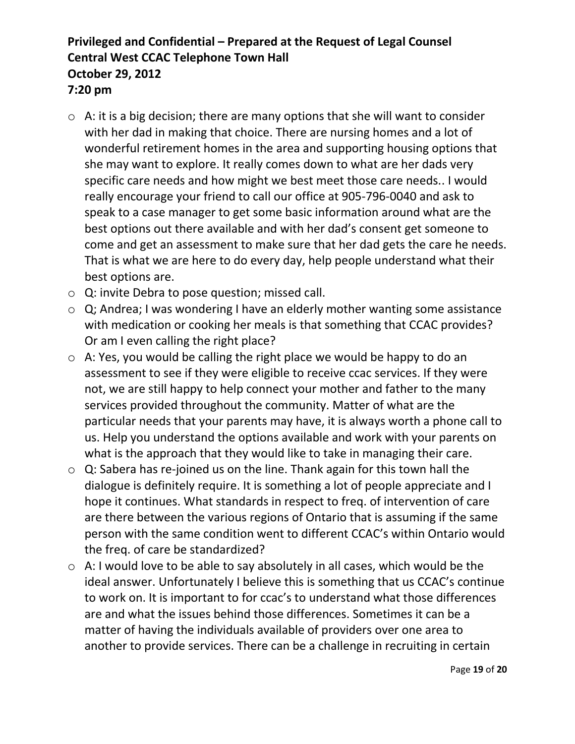- A: it is a big decision; there are many options that she will want to consider with her dad in making that choice. There are nursing homes and a lot of wonderful retirement homes in the area and supporting housing options that she may want to explore. It really comes down to what are her dads very specific care needs and how might we best meet those care needs.. I would really encourage your friend to call our office at 905-796-0040 and ask to speak to a case manager to get some basic information around what are the best options out there available and with her dad's consent get someone to come and get an assessment to make sure that her dad gets the care he needs. That is what we are here to do every day, help people understand what their best options are.
- Q: invite Debra to pose question; missed call.
- Q; Andrea; I was wondering I have an elderly mother wanting some assistance with medication or cooking her meals is that something that CCAC provides? Or am I even calling the right place?
- A: Yes, you would be calling the right place we would be happy to do an assessment to see if they were eligible to receive ccac services. If they were not, we are still happy to help connect your mother and father to the many services provided throughout the community. Matter of what are the particular needs that your parents may have, it is always worth a phone call to us. Help you understand the options available and work with your parents on what is the approach that they would like to take in managing their care.
- Q: Sabera has re-joined us on the line. Thank again for this town hall the dialogue is definitely require. It is something a lot of people appreciate and I hope it continues. What standards in respect to freq. of intervention of care are there between the various regions of Ontario that is assuming if the same person with the same condition went to different CCAC's within Ontario would the freq. of care be standardized?
- A: I would love to be able to say absolutely in all cases, which would be the ideal answer. Unfortunately I believe this is something that us CCAC's continue to work on. It is important to for ccac's to understand what those differences are and what the issues behind those differences. Sometimes it can be a matter of having the individuals available of providers over one area to another to provide services. There can be a challenge in recruiting in certain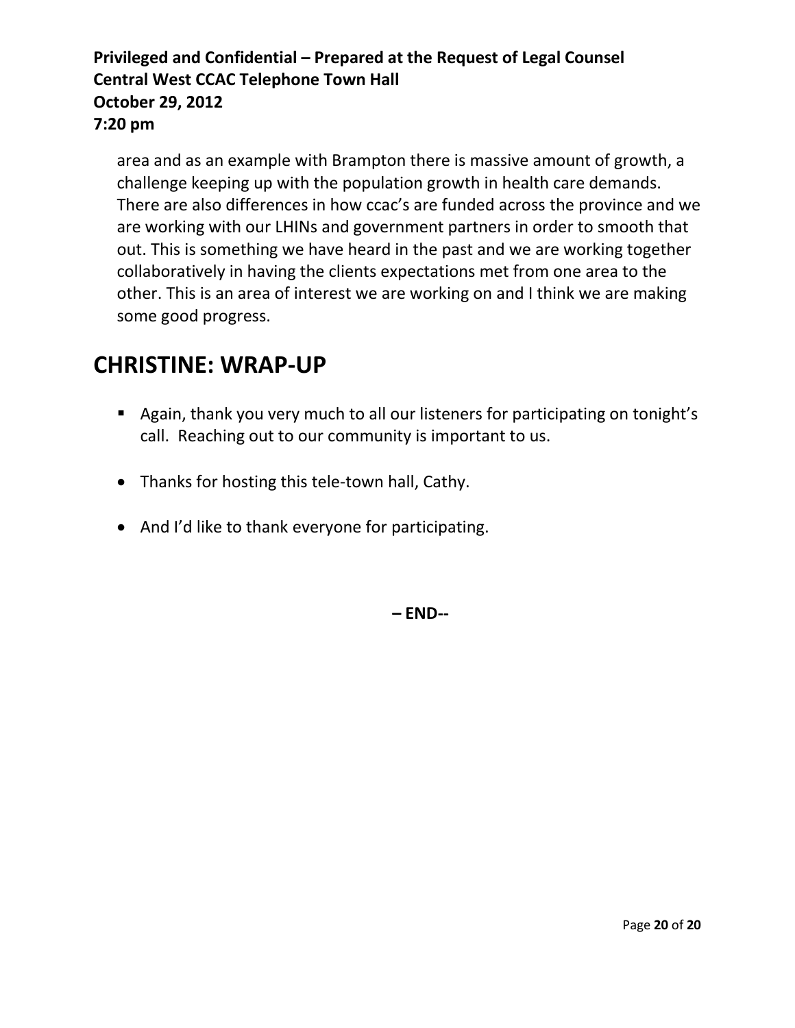area and as an example with Brampton there is massive amount of growth, a challenge keeping up with the population growth in health care demands. There are also differences in how ccac's are funded across the province and we are working with our LHINs and government partners in order to smooth that out. This is something we have heard in the past and we are working together collaboratively in having the clients expectations met from one area to the other. This is an area of interest we are working on and I think we are making some good progress.

# CHRISTINE: WRAP-UP

- Again, thank you very much to all our listeners for participating on tonight's call. Reaching out to our community is important to us.
- Thanks for hosting this tele-town hall, Cathy.
- And I'd like to thank everyone for participating.

**– END--**